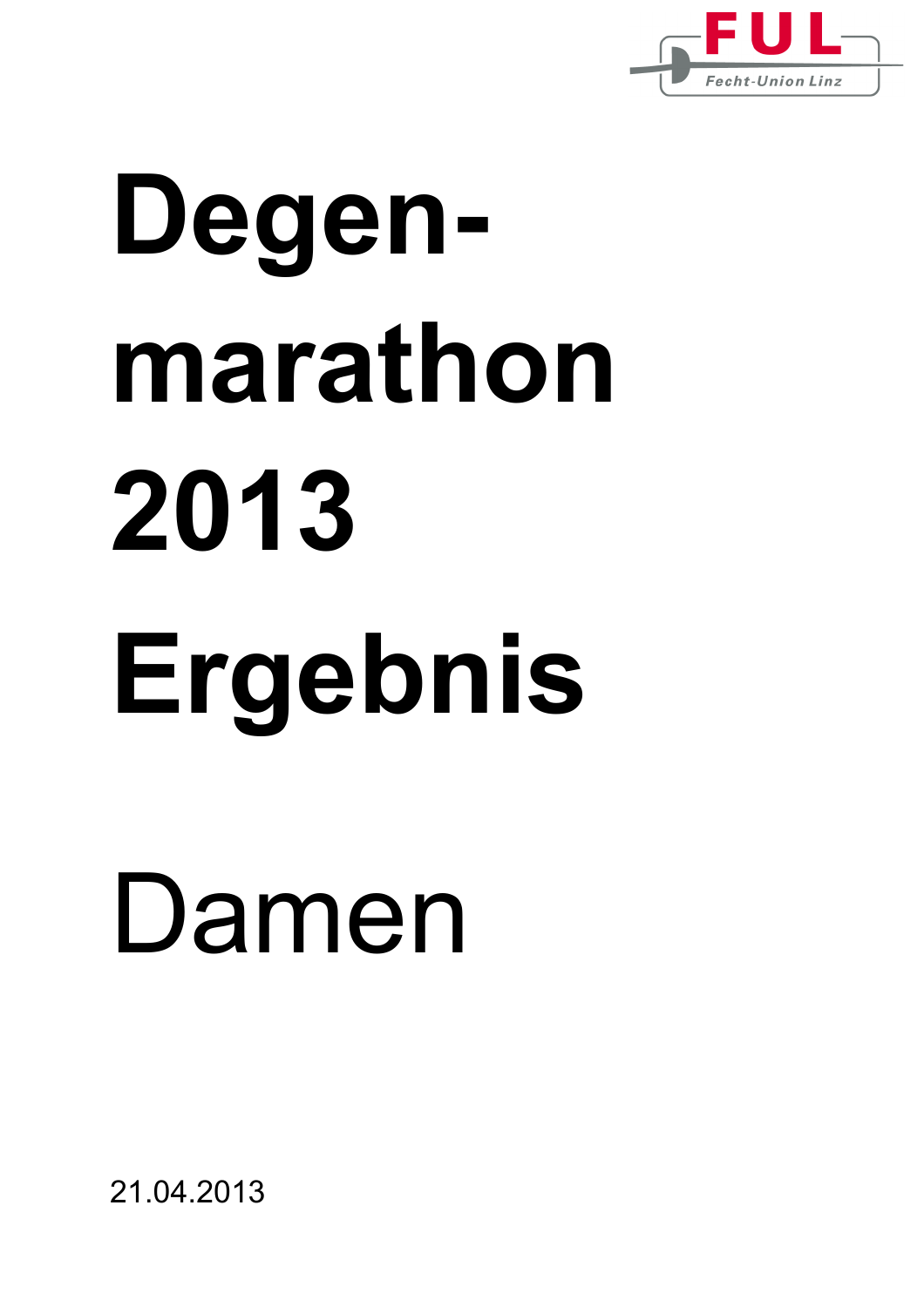FUL

Fecht-Union Linz

# Degen-marathon 2013 Ergebnis

# Damen

21.04.2013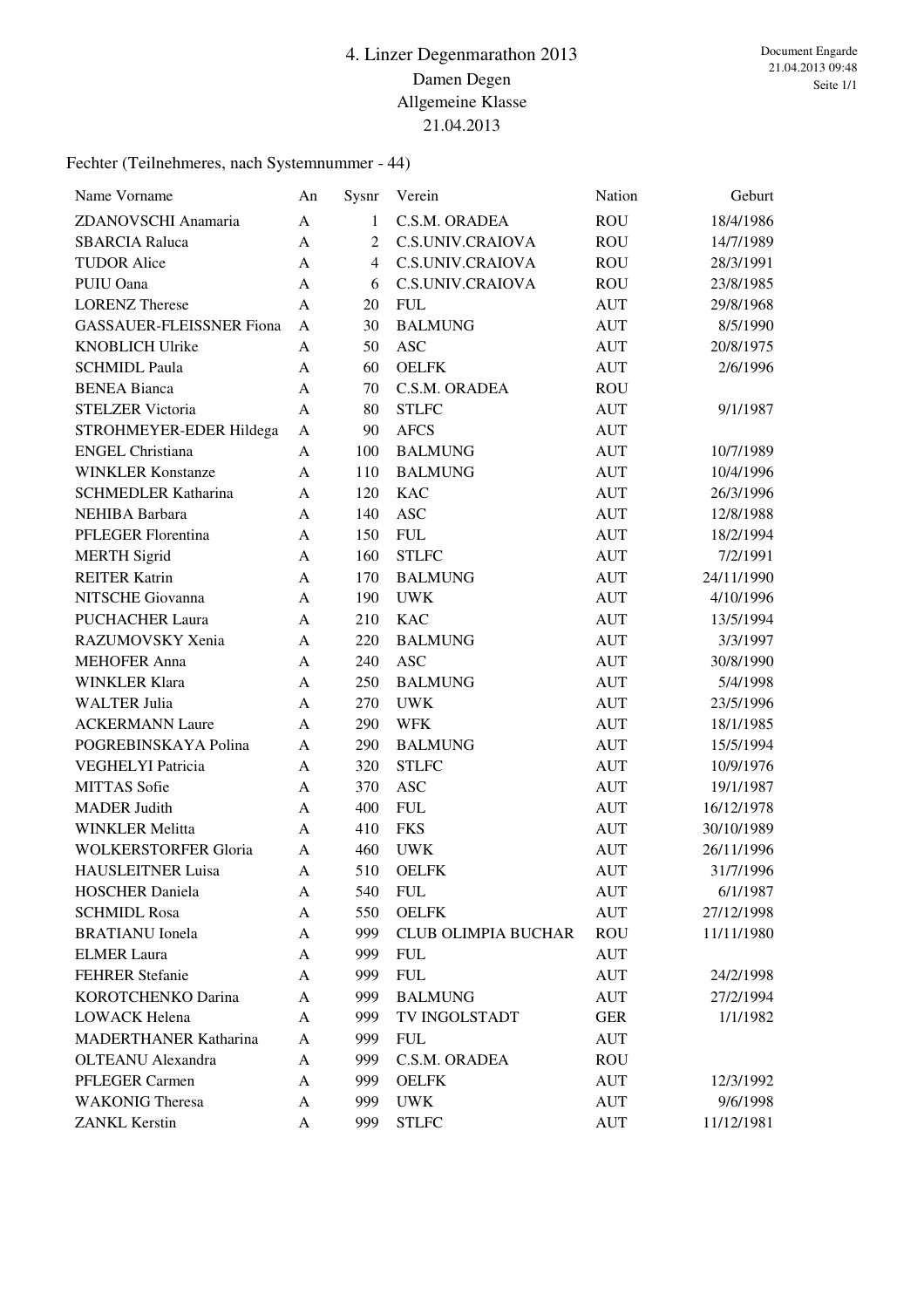# 4. Linzer Degenmarathon 2013

## Damen Degen

## Allgemeine Klasse

## 21.04.2013

Fechter (Teilnehmeres, nach Systemnummer - 44)

| Name Vorname | An | Sysnr | Verein | Nation | Geburt |
|---|---|---|---|---|---|
| ZDANOVSCHI Anamaria | A | 1 | C.S.M. ORADEA | ROU | 18/4/1986 |
| SBARCIA Raluca | A | 2 | C.S.UNIV.CRAIOVA | ROU | 14/7/1989 |
| TUDOR Alice | A | 4 | C.S.UNIV.CRAIOVA | ROU | 28/3/1991 |
| PUIU Oana | A | 6 | C.S.UNIV.CRAIOVA | ROU | 23/8/1985 |
| LORENZ Therese | A | 20 | FUL | AUT | 29/8/1968 |
| GASSAUER-FLEISSNER Fiona | A | 30 | BALMUNG | AUT | 8/5/1990 |
| KNOBLICH Ulrike | A | 50 | ASC | AUT | 20/8/1975 |
| SCHMIDL Paula | A | 60 | OELFK | AUT | 2/6/1996 |
| BENEA Bianca | A | 70 | C.S.M. ORADEA | ROU | |
| STELZER Victoria | A | 80 | STLFC | AUT | 9/1/1987 |
| STROHMEYER-EDER Hildega | A | 90 | AFCS | AUT | |
| ENGEL Christiana | A | 100 | BALMUNG | AUT | 10/7/1989 |
| WINKLER Konstanze | A | 110 | BALMUNG | AUT | 10/4/1996 |
| SCHMEDLER Katharina | A | 120 | KAC | AUT | 26/3/1996 |
| NEHIBA Barbara | A | 140 | ASC | AUT | 12/8/1988 |
| PFLEGER Florentina | A | 150 | FUL | AUT | 18/2/1994 |
| MERTH Sigrid | A | 160 | STLFC | AUT | 7/2/1991 |
| REITER Katrin | A | 170 | BALMUNG | AUT | 24/11/1990 |
| NITSCHE Giovanna | A | 190 | UWK | AUT | 4/10/1996 |
| PUCHACHER Laura | A | 210 | KAC | AUT | 13/5/1994 |
| RAZUMOVSKY Xenia | A | 220 | BALMUNG | AUT | 3/3/1997 |
| MEHOFER Anna | A | 240 | ASC | AUT | 30/8/1990 |
| WINKLER Klara | A | 250 | BALMUNG | AUT | 5/4/1998 |
| WALTER Julia | A | 270 | UWK | AUT | 23/5/1996 |
| ACKERMANN Laure | A | 290 | WFK | AUT | 18/1/1985 |
| POGREBINSKAYA Polina | A | 290 | BALMUNG | AUT | 15/5/1994 |
| VEGHELYI Patricia | A | 320 | STLFC | AUT | 10/9/1976 |
| MITTAS Sofie | A | 370 | ASC | AUT | 19/1/1987 |
| MADER Judith | A | 400 | FUL | AUT | 16/12/1978 |
| WINKLER Melitta | A | 410 | FKS | AUT | 30/10/1989 |
| WOLKERSTORFER Gloria | A | 460 | UWK | AUT | 26/11/1996 |
| HAUSLEITNER Luisa | A | 510 | OELFK | AUT | 31/7/1996 |
| HOSCHER Daniela | A | 540 | FUL | AUT | 6/1/1987 |
| SCHMIDL Rosa | A | 550 | OELFK | AUT | 27/12/1998 |
| BRATIANU Ionela | A | 999 | CLUB OLIMPIA BUCHAR | ROU | 11/11/1980 |
| ELMER Laura | A | 999 | FUL | AUT | |
| FEHRER Stefanie | A | 999 | FUL | AUT | 24/2/1998 |
| KOROTCHENKO Darina | A | 999 | BALMUNG | AUT | 27/2/1994 |
| LOWACK Helena | A | 999 | TV INGOLSTADT | GER | 1/1/1982 |
| MADERTHANER Katharina | A | 999 | FUL | AUT | |
| OLTEANU Alexandra | A | 999 | C.S.M. ORADEA | ROU | |
| PFLEGER Carmen | A | 999 | OELFK | AUT | 12/3/1992 |
| WAKONIG Theresa | A | 999 | UWK | AUT | 9/6/1998 |
| ZANKL Kerstin | A | 999 | STLFC | AUT | 11/12/1981 |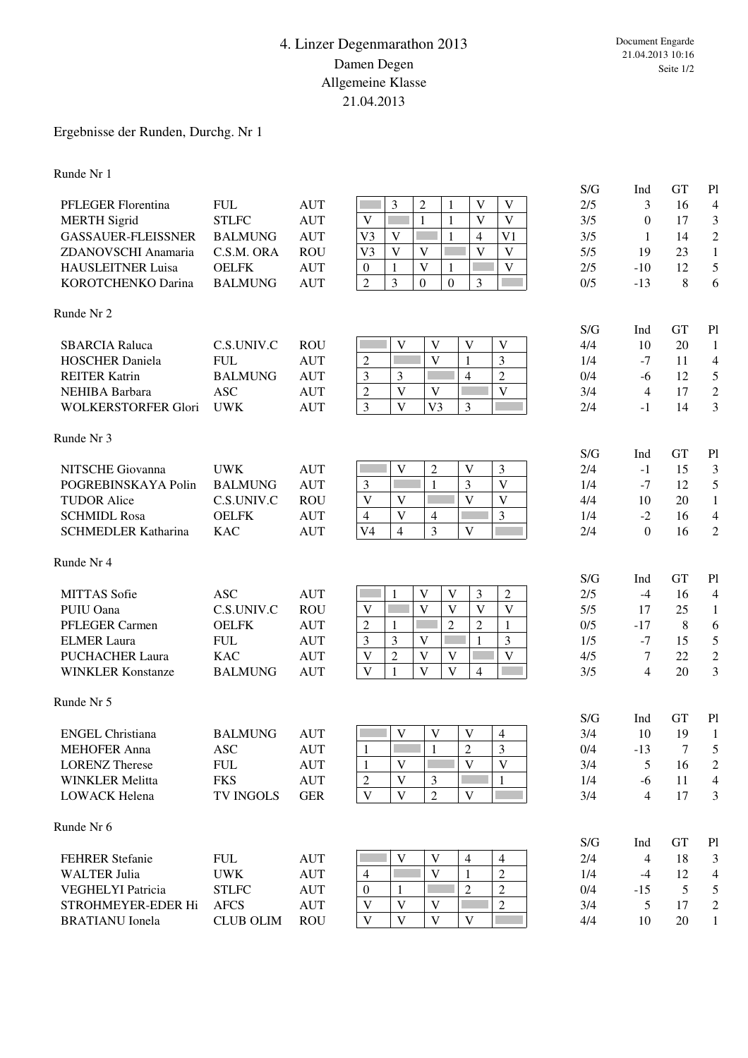# 4. Linzer Degenmarathon 2013

## Damen Degen

## Allgemeine Klasse

## 21.04.2013

Document Engarde
21.04.2013 10:16
Seite 1/2

Ergebnisse der Runden, Durchg. Nr 1

### Runde Nr 1

| Name | Verein | Nation | 1 | 2 | 3 | 4 | 5 | 6 | S/G | Ind | GT | Pl |
|---|---|---|---|---|---|---|---|---|---|---|---|---|
| PFLEGER Florentina | FUL | AUT | | 3 | 2 | 1 | V | V | 2/5 | 3 | 16 | 4 |
| MERTH Sigrid | STLFC | AUT | V | | 1 | 1 | V | V | 3/5 | 0 | 17 | 3 |
| GASSAUER-FLEISSNER | BALMUNG | AUT | V3 | V | | 1 | 4 | V1 | 3/5 | 1 | 14 | 2 |
| ZDANOVSCHI Anamaria | C.S.M. ORA | ROU | V3 | V | V | | V | V | 5/5 | 19 | 23 | 1 |
| HAUSLEITNER Luisa | OELFK | AUT | 0 | 1 | V | 1 | | V | 2/5 | -10 | 12 | 5 |
| KOROTCHENKO Darina | BALMUNG | AUT | 2 | 3 | 0 | 0 | 3 | | 0/5 | -13 | 8 | 6 |

### Runde Nr 2

| Name | Verein | Nation | 1 | 2 | 3 | 4 | 5 | S/G | Ind | GT | Pl |
|---|---|---|---|---|---|---|---|---|---|---|---|
| SBARCIA Raluca | C.S.UNIV.C | ROU | | V | V | V | V | 4/4 | 10 | 20 | 1 |
| HOSCHER Daniela | FUL | AUT | 2 | | V | 1 | 3 | 1/4 | -7 | 11 | 4 |
| REITER Katrin | BALMUNG | AUT | 3 | 3 | | 4 | 2 | 0/4 | -6 | 12 | 5 |
| NEHIBA Barbara | ASC | AUT | 2 | V | V | | V | 3/4 | 4 | 17 | 2 |
| WOLKERSTORFER Glori | UWK | AUT | 3 | V | V3 | 3 | | 2/4 | -1 | 14 | 3 |

### Runde Nr 3

| Name | Verein | Nation | 1 | 2 | 3 | 4 | 5 | S/G | Ind | GT | Pl |
|---|---|---|---|---|---|---|---|---|---|---|---|
| NITSCHE Giovanna | UWK | AUT | | V | 2 | V | 3 | 2/4 | -1 | 15 | 3 |
| POGREBINSKAYA Polin | BALMUNG | AUT | 3 | | 1 | 3 | V | 1/4 | -7 | 12 | 5 |
| TUDOR Alice | C.S.UNIV.C | ROU | V | V | | V | V | 4/4 | 10 | 20 | 1 |
| SCHMIDL Rosa | OELFK | AUT | 4 | V | 4 | | 3 | 1/4 | -2 | 16 | 4 |
| SCHMEDLER Katharina | KAC | AUT | V4 | 4 | 3 | V | | 2/4 | 0 | 16 | 2 |

### Runde Nr 4

| Name | Verein | Nation | 1 | 2 | 3 | 4 | 5 | 6 | S/G | Ind | GT | Pl |
|---|---|---|---|---|---|---|---|---|---|---|---|---|
| MITTAS Sofie | ASC | AUT | | 1 | V | V | 3 | 2 | 2/5 | -4 | 16 | 4 |
| PUIU Oana | C.S.UNIV.C | ROU | V | | V | V | V | V | 5/5 | 17 | 25 | 1 |
| PFLEGER Carmen | OELFK | AUT | 2 | 1 | | 2 | 2 | 1 | 0/5 | -17 | 8 | 6 |
| ELMER Laura | FUL | AUT | 3 | 3 | V | | 1 | 3 | 1/5 | -7 | 15 | 5 |
| PUCHACHER Laura | KAC | AUT | V | 2 | V | V | | V | 4/5 | 7 | 22 | 2 |
| WINKLER Konstanze | BALMUNG | AUT | V | 1 | V | V | 4 | | 3/5 | 4 | 20 | 3 |

### Runde Nr 5

| Name | Verein | Nation | 1 | 2 | 3 | 4 | 5 | S/G | Ind | GT | Pl |
|---|---|---|---|---|---|---|---|---|---|---|---|
| ENGEL Christiana | BALMUNG | AUT | | V | V | V | 4 | 3/4 | 10 | 19 | 1 |
| MEHOFER Anna | ASC | AUT | 1 | | 1 | 2 | 3 | 0/4 | -13 | 7 | 5 |
| LORENZ Therese | FUL | AUT | 1 | V | | V | V | 3/4 | 5 | 16 | 2 |
| WINKLER Melitta | FKS | AUT | 2 | V | 3 | | 1 | 1/4 | -6 | 11 | 4 |
| LOWACK Helena | TV INGOLS | GER | V | V | 2 | V | | 3/4 | 4 | 17 | 3 |

### Runde Nr 6

| Name | Verein | Nation | 1 | 2 | 3 | 4 | 5 | S/G | Ind | GT | Pl |
|---|---|---|---|---|---|---|---|---|---|---|---|
| FEHRER Stefanie | FUL | AUT | | V | V | 4 | 4 | 2/4 | 4 | 18 | 3 |
| WALTER Julia | UWK | AUT | 4 | | V | 1 | 2 | 1/4 | -4 | 12 | 4 |
| VEGHELYI Patricia | STLFC | AUT | 0 | 1 | | 2 | 2 | 0/4 | -15 | 5 | 5 |
| STROHMEYER-EDER Hi | AFCS | AUT | V | V | V | | 2 | 3/4 | 5 | 17 | 2 |
| BRATIANU Ionela | CLUB OLIM | ROU | V | V | V | V | | 4/4 | 10 | 20 | 1 |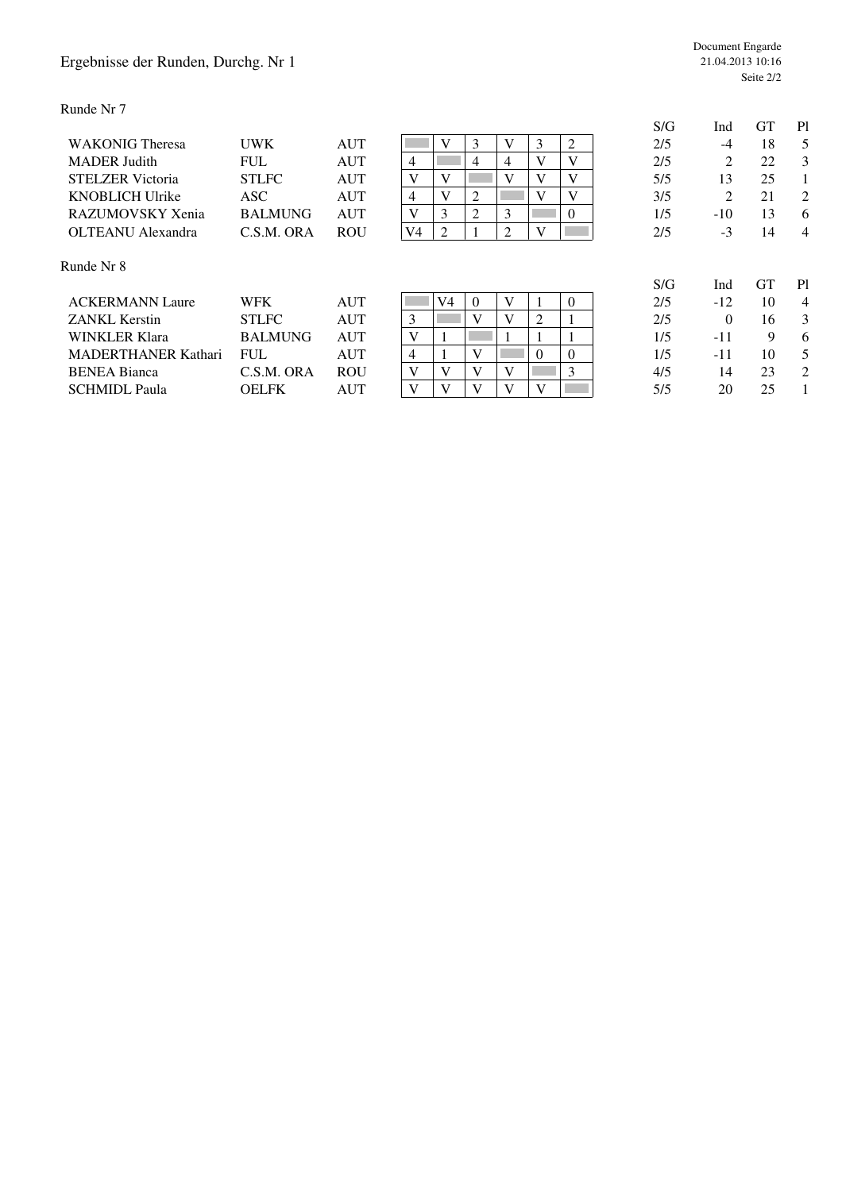# Ergebnisse der Runden, Durchg. Nr 1

## Runde Nr 7

| Name | Verein | Nation | 1 | 2 | 3 | 4 | 5 | 6 | S/G | Ind | GT | Pl |
|---|---|---|---|---|---|---|---|---|---|---|---|---|
| WAKONIG Theresa | UWK | AUT | | V | 3 | V | 3 | 2 | 2/5 | -4 | 18 | 5 |
| MADER Judith | FUL | AUT | 4 | | 4 | 4 | V | V | 2/5 | 2 | 22 | 3 |
| STELZER Victoria | STLFC | AUT | V | V | | V | V | V | 5/5 | 13 | 25 | 1 |
| KNOBLICH Ulrike | ASC | AUT | 4 | V | 2 | | V | V | 3/5 | 2 | 21 | 2 |
| RAZUMOVSKY Xenia | BALMUNG | AUT | V | 3 | 2 | 3 | | 0 | 1/5 | -10 | 13 | 6 |
| OLTEANU Alexandra | C.S.M. ORA | ROU | V4 | 2 | 1 | 2 | V | | 2/5 | -3 | 14 | 4 |

## Runde Nr 8

| Name | Verein | Nation | 1 | 2 | 3 | 4 | 5 | 6 | S/G | Ind | GT | Pl |
|---|---|---|---|---|---|---|---|---|---|---|---|---|
| ACKERMANN Laure | WFK | AUT | | V4 | 0 | V | 1 | 0 | 2/5 | -12 | 10 | 4 |
| ZANKL Kerstin | STLFC | AUT | 3 | | V | V | 2 | 1 | 2/5 | 0 | 16 | 3 |
| WINKLER Klara | BALMUNG | AUT | V | 1 | | 1 | 1 | 1 | 1/5 | -11 | 9 | 6 |
| MADERTHANER Kathari | FUL | AUT | 4 | 1 | V | | 0 | 0 | 1/5 | -11 | 10 | 5 |
| BENEA Bianca | C.S.M. ORA | ROU | V | V | V | V | | 3 | 4/5 | 14 | 23 | 2 |
| SCHMIDL Paula | OELFK | AUT | V | V | V | V | V | | 5/5 | 20 | 25 | 1 |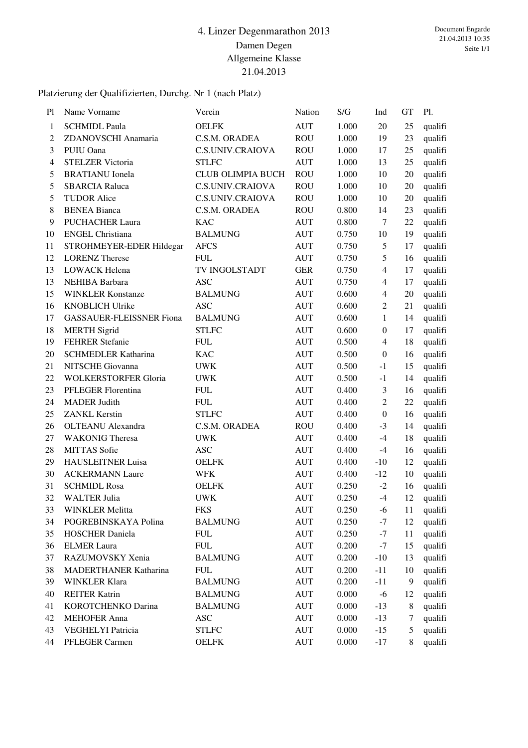# 4. Linzer Degenmarathon 2013

## Damen Degen

## Allgemeine Klasse

## 21.04.2013

Document Engarde
21.04.2013 10:35
Seite 1/1

Platzierung der Qualifizierten, Durchg. Nr 1 (nach Platz)

| Pl | Name Vorname | Verein | Nation | S/G | Ind | GT | Pl. |
|---|---|---|---|---|---|---|---|
| 1 | SCHMIDL Paula | OELFK | AUT | 1.000 | 20 | 25 | qualifi |
| 2 | ZDANOVSCHI Anamaria | C.S.M. ORADEA | ROU | 1.000 | 19 | 23 | qualifi |
| 3 | PUIU Oana | C.S.UNIV.CRAIOVA | ROU | 1.000 | 17 | 25 | qualifi |
| 4 | STELZER Victoria | STLFC | AUT | 1.000 | 13 | 25 | qualifi |
| 5 | BRATIANU Ionela | CLUB OLIMPIA BUCH | ROU | 1.000 | 10 | 20 | qualifi |
| 5 | SBARCIA Raluca | C.S.UNIV.CRAIOVA | ROU | 1.000 | 10 | 20 | qualifi |
| 5 | TUDOR Alice | C.S.UNIV.CRAIOVA | ROU | 1.000 | 10 | 20 | qualifi |
| 8 | BENEA Bianca | C.S.M. ORADEA | ROU | 0.800 | 14 | 23 | qualifi |
| 9 | PUCHACHER Laura | KAC | AUT | 0.800 | 7 | 22 | qualifi |
| 10 | ENGEL Christiana | BALMUNG | AUT | 0.750 | 10 | 19 | qualifi |
| 11 | STROHMEYER-EDER Hildegar | AFCS | AUT | 0.750 | 5 | 17 | qualifi |
| 12 | LORENZ Therese | FUL | AUT | 0.750 | 5 | 16 | qualifi |
| 13 | LOWACK Helena | TV INGOLSTADT | GER | 0.750 | 4 | 17 | qualifi |
| 13 | NEHIBA Barbara | ASC | AUT | 0.750 | 4 | 17 | qualifi |
| 15 | WINKLER Konstanze | BALMUNG | AUT | 0.600 | 4 | 20 | qualifi |
| 16 | KNOBLICH Ulrike | ASC | AUT | 0.600 | 2 | 21 | qualifi |
| 17 | GASSAUER-FLEISSNER Fiona | BALMUNG | AUT | 0.600 | 1 | 14 | qualifi |
| 18 | MERTH Sigrid | STLFC | AUT | 0.600 | 0 | 17 | qualifi |
| 19 | FEHRER Stefanie | FUL | AUT | 0.500 | 4 | 18 | qualifi |
| 20 | SCHMEDLER Katharina | KAC | AUT | 0.500 | 0 | 16 | qualifi |
| 21 | NITSCHE Giovanna | UWK | AUT | 0.500 | -1 | 15 | qualifi |
| 22 | WOLKERSTORFER Gloria | UWK | AUT | 0.500 | -1 | 14 | qualifi |
| 23 | PFLEGER Florentina | FUL | AUT | 0.400 | 3 | 16 | qualifi |
| 24 | MADER Judith | FUL | AUT | 0.400 | 2 | 22 | qualifi |
| 25 | ZANKL Kerstin | STLFC | AUT | 0.400 | 0 | 16 | qualifi |
| 26 | OLTEANU Alexandra | C.S.M. ORADEA | ROU | 0.400 | -3 | 14 | qualifi |
| 27 | WAKONIG Theresa | UWK | AUT | 0.400 | -4 | 18 | qualifi |
| 28 | MITTAS Sofie | ASC | AUT | 0.400 | -4 | 16 | qualifi |
| 29 | HAUSLEITNER Luisa | OELFK | AUT | 0.400 | -10 | 12 | qualifi |
| 30 | ACKERMANN Laure | WFK | AUT | 0.400 | -12 | 10 | qualifi |
| 31 | SCHMIDL Rosa | OELFK | AUT | 0.250 | -2 | 16 | qualifi |
| 32 | WALTER Julia | UWK | AUT | 0.250 | -4 | 12 | qualifi |
| 33 | WINKLER Melitta | FKS | AUT | 0.250 | -6 | 11 | qualifi |
| 34 | POGREBINSKAYA Polina | BALMUNG | AUT | 0.250 | -7 | 12 | qualifi |
| 35 | HOSCHER Daniela | FUL | AUT | 0.250 | -7 | 11 | qualifi |
| 36 | ELMER Laura | FUL | AUT | 0.200 | -7 | 15 | qualifi |
| 37 | RAZUMOVSKY Xenia | BALMUNG | AUT | 0.200 | -10 | 13 | qualifi |
| 38 | MADERTHANER Katharina | FUL | AUT | 0.200 | -11 | 10 | qualifi |
| 39 | WINKLER Klara | BALMUNG | AUT | 0.200 | -11 | 9 | qualifi |
| 40 | REITER Katrin | BALMUNG | AUT | 0.000 | -6 | 12 | qualifi |
| 41 | KOROTCHENKO Darina | BALMUNG | AUT | 0.000 | -13 | 8 | qualifi |
| 42 | MEHOFER Anna | ASC | AUT | 0.000 | -13 | 7 | qualifi |
| 43 | VEGHELYI Patricia | STLFC | AUT | 0.000 | -15 | 5 | qualifi |
| 44 | PFLEGER Carmen | OELFK | AUT | 0.000 | -17 | 8 | qualifi |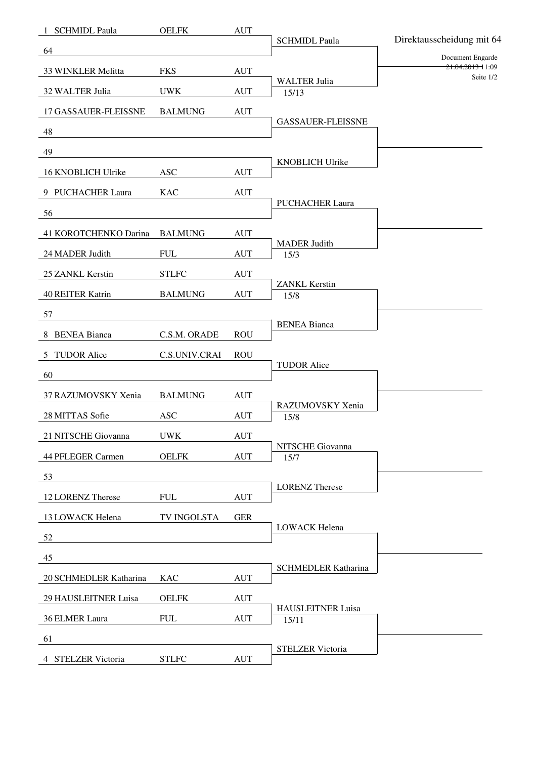# Direktausscheidung mit 64

Document Engarde
21.04.2013 11:09

| Seed | Name | Club | Nation | Round of 32 winner | Score |
|---|---|---|---|---|---|
| 1 | SCHMIDL Paula | OELFK | AUT | SCHMIDL Paula | |
| 64 | | | | | |
| 33 | WINKLER Melitta | FKS | AUT | WALTER Julia | 15/13 |
| 32 | WALTER Julia | UWK | AUT | | |
| 17 | GASSAUER-FLEISSNE | BALMUNG | AUT | GASSAUER-FLEISSNE | |
| 48 | | | | | |
| 49 | | | | KNOBLICH Ulrike | |
| 16 | KNOBLICH Ulrike | ASC | AUT | | |
| 9 | PUCHACHER Laura | KAC | AUT | PUCHACHER Laura | |
| 56 | | | | | |
| 41 | KOROTCHENKO Darina | BALMUNG | AUT | MADER Judith | 15/3 |
| 24 | MADER Judith | FUL | AUT | | |
| 25 | ZANKL Kerstin | STLFC | AUT | ZANKL Kerstin | 15/8 |
| 40 | REITER Katrin | BALMUNG | AUT | | |
| 57 | | | | BENEA Bianca | |
| 8 | BENEA Bianca | C.S.M. ORADE | ROU | | |
| 5 | TUDOR Alice | C.S.UNIV.CRAI | ROU | TUDOR Alice | |
| 60 | | | | | |
| 37 | RAZUMOVSKY Xenia | BALMUNG | AUT | RAZUMOVSKY Xenia | 15/8 |
| 28 | MITTAS Sofie | ASC | AUT | | |
| 21 | NITSCHE Giovanna | UWK | AUT | NITSCHE Giovanna | 15/7 |
| 44 | PFLEGER Carmen | OELFK | AUT | | |
| 53 | | | | LORENZ Therese | |
| 12 | LORENZ Therese | FUL | AUT | | |
| 13 | LOWACK Helena | TV INGOLSTA | GER | LOWACK Helena | |
| 52 | | | | | |
| 45 | | | | SCHMEDLER Katharina | |
| 20 | SCHMEDLER Katharina | KAC | AUT | | |
| 29 | HAUSLEITNER Luisa | OELFK | AUT | HAUSLEITNER Luisa | 15/11 |
| 36 | ELMER Laura | FUL | AUT | | |
| 61 | | | | STELZER Victoria | |
| 4 | STELZER Victoria | STLFC | AUT | | |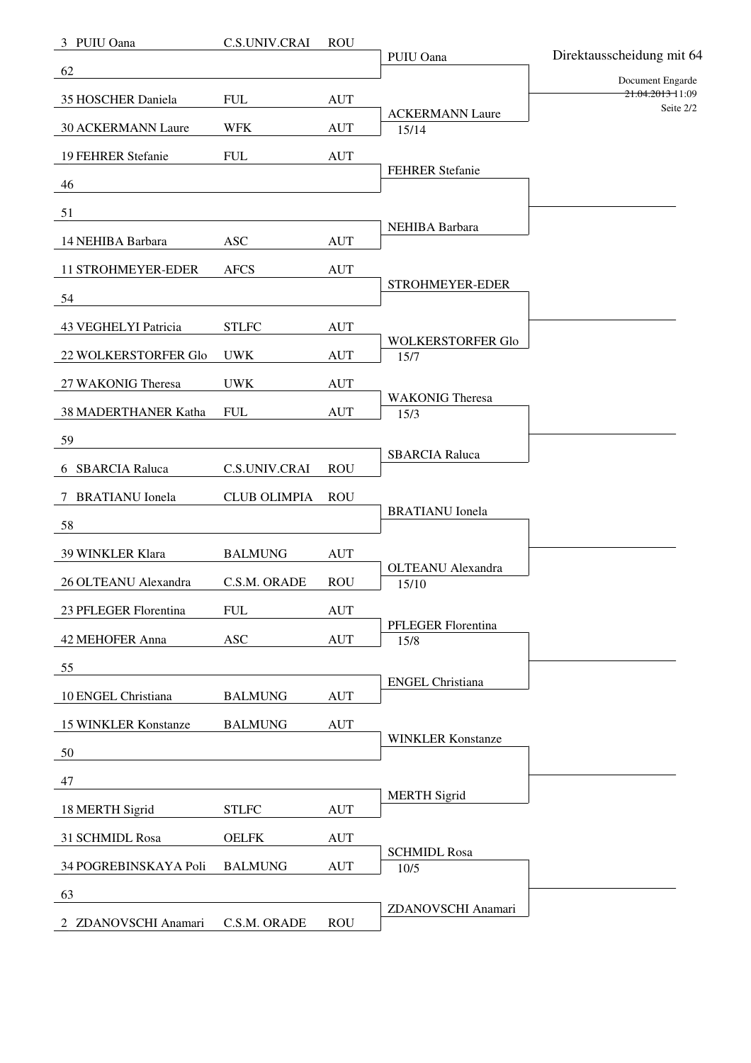# Direktausscheidung mit 64

Document Engarde
21.04.2013 11:09
Seite 2/2

| Seed / Name | Club | Nation | Winner (Round of 32) |
|---|---|---|---|
| 3 PUIU Oana | C.S.UNIV.CRAI | ROU | PUIU Oana |
| 62 | | | |
| 35 HOSCHER Daniela | FUL | AUT | ACKERMANN Laure 15/14 |
| 30 ACKERMANN Laure | WFK | AUT | |
| 19 FEHRER Stefanie | FUL | AUT | FEHRER Stefanie |
| 46 | | | |
| 51 | | | NEHIBA Barbara |
| 14 NEHIBA Barbara | ASC | AUT | |
| 11 STROHMEYER-EDER | AFCS | AUT | STROHMEYER-EDER |
| 54 | | | |
| 43 VEGHELYI Patricia | STLFC | AUT | WOLKERSTORFER Glo 15/7 |
| 22 WOLKERSTORFER Glo | UWK | AUT | |
| 27 WAKONIG Theresa | UWK | AUT | WAKONIG Theresa 15/3 |
| 38 MADERTHANER Katha | FUL | AUT | |
| 59 | | | SBARCIA Raluca |
| 6 SBARCIA Raluca | C.S.UNIV.CRAI | ROU | |
| 7 BRATIANU Ionela | CLUB OLIMPIA | ROU | BRATIANU Ionela |
| 58 | | | |
| 39 WINKLER Klara | BALMUNG | AUT | OLTEANU Alexandra 15/10 |
| 26 OLTEANU Alexandra | C.S.M. ORADE | ROU | |
| 23 PFLEGER Florentina | FUL | AUT | PFLEGER Florentina 15/8 |
| 42 MEHOFER Anna | ASC | AUT | |
| 55 | | | ENGEL Christiana |
| 10 ENGEL Christiana | BALMUNG | AUT | |
| 15 WINKLER Konstanze | BALMUNG | AUT | WINKLER Konstanze |
| 50 | | | |
| 47 | | | MERTH Sigrid |
| 18 MERTH Sigrid | STLFC | AUT | |
| 31 SCHMIDL Rosa | OELFK | AUT | SCHMIDL Rosa 10/5 |
| 34 POGREBINSKAYA Poli | BALMUNG | AUT | |
| 63 | | | ZDANOVSCHI Anamari |
| 2 ZDANOVSCHI Anamari | C.S.M. ORADE | ROU | |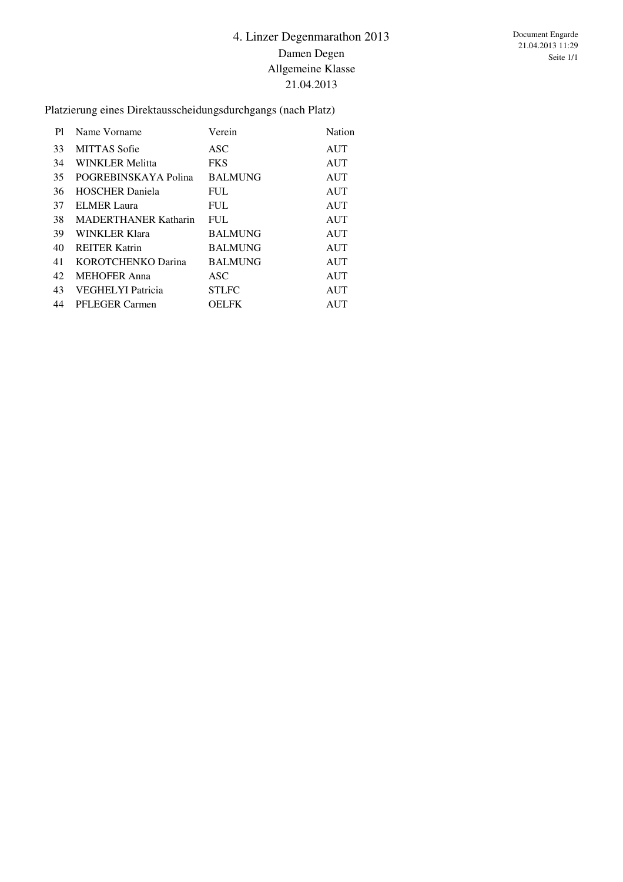# 4. Linzer Degenmarathon 2013

## Damen Degen

## Allgemeine Klasse

## 21.04.2013

Platzierung eines Direktausscheidungsdurchgangs (nach Platz)

| Pl | Name Vorname | Verein | Nation |
|---|---|---|---|
| 33 | MITTAS Sofie | ASC | AUT |
| 34 | WINKLER Melitta | FKS | AUT |
| 35 | POGREBINSKAYA Polina | BALMUNG | AUT |
| 36 | HOSCHER Daniela | FUL | AUT |
| 37 | ELMER Laura | FUL | AUT |
| 38 | MADERTHANER Katharin | FUL | AUT |
| 39 | WINKLER Klara | BALMUNG | AUT |
| 40 | REITER Katrin | BALMUNG | AUT |
| 41 | KOROTCHENKO Darina | BALMUNG | AUT |
| 42 | MEHOFER Anna | ASC | AUT |
| 43 | VEGHELYI Patricia | STLFC | AUT |
| 44 | PFLEGER Carmen | OELFK | AUT |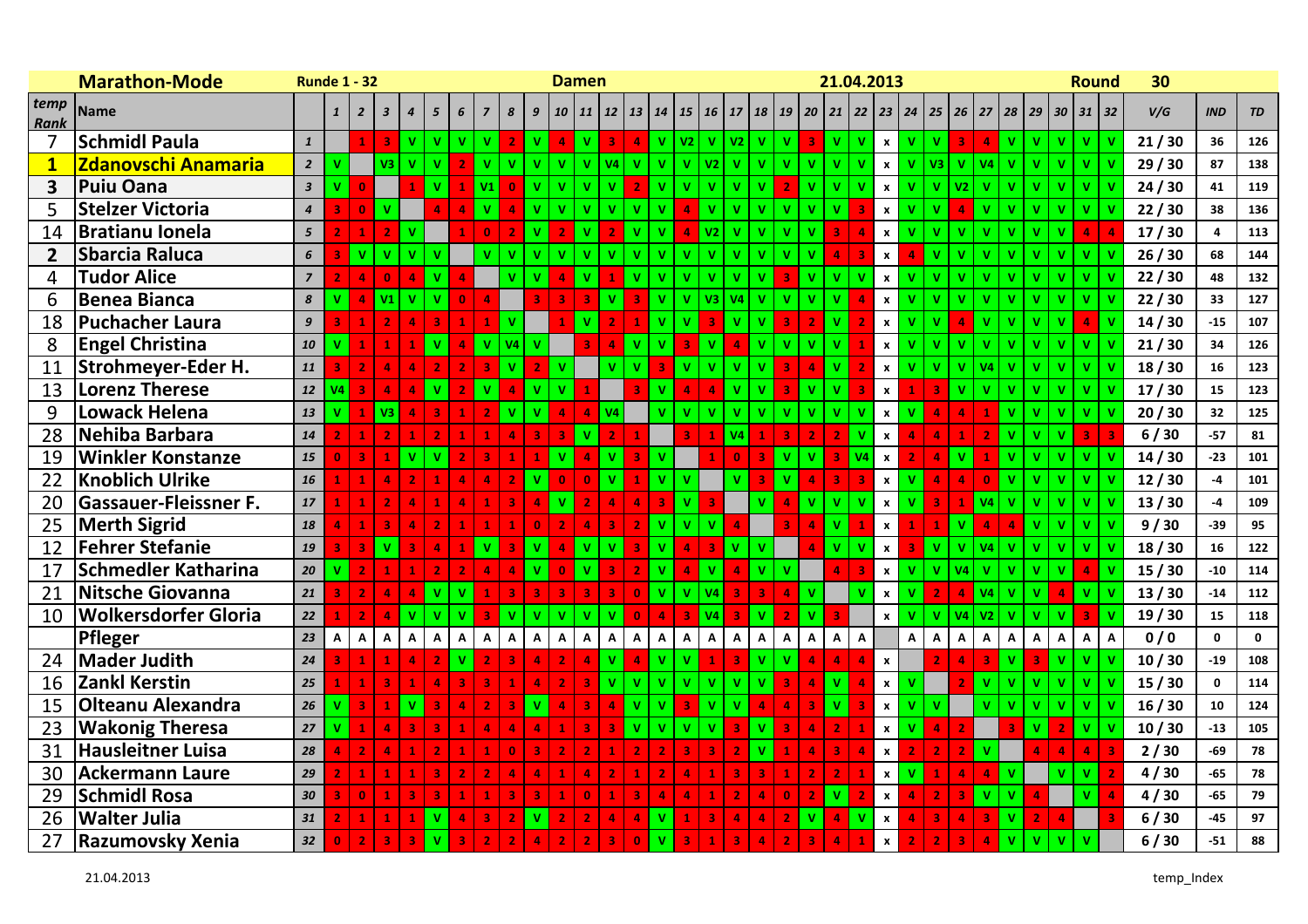**Marathon-Mode** | **Runde 1 - 32** | **Damen** | **21.04.2013** | **Round 30**

| temp Rank | Name | | 1 | 2 | 3 | 4 | 5 | 6 | 7 | 8 | 9 | 10 | 11 | 12 | 13 | 14 | 15 | 16 | 17 | 18 | 19 | 20 | 21 | 22 | 23 | 24 | 25 | 26 | 27 | 28 | 29 | 30 | 31 | 32 | V/G | IND | TD |
|---|---|---|---|---|---|---|---|---|---|---|---|---|---|---|---|---|---|---|---|---|---|---|---|---|---|---|---|---|---|---|---|---|---|---|---|---|---|
| 7 | Schmidl Paula | 1 | | 1 | 3 | V | V | V | V | 2 | V | 4 | V | 3 | 4 | V | V2 | V | V2 | V | V | 3 | V | V | x | V | V | 3 | 4 | V | V | V | V | V | 21 / 30 | 36 | 126 |
| 1 | Zdanovschi Anamaria | 2 | V | | V3 | V | V | 2 | V | V | V | V | V | V4 | V | V | V | V2 | V | V | V | V | V | V | x | V | V3 | V | V4 | V | V | V | V | V | 29 / 30 | 87 | 138 |
| 3 | Puiu Oana | 3 | V | 0 | | 1 | V | 1 | V1 | 0 | V | V | V | V | 2 | V | V | V | V | V | 2 | V | V | V | x | V | V | V2 | V | V | V | V | V | V | 24 / 30 | 41 | 119 |
| 5 | Stelzer Victoria | 4 | 3 | 0 | V | | 4 | 4 | V | 4 | V | V | V | V | V | V | 4 | V | V | V | V | V | V | 3 | x | V | V | 4 | V | V | V | V | V | V | 22 / 30 | 38 | 136 |
| 14 | Bratianu Ionela | 5 | 2 | 1 | 2 | V | | 1 | 0 | 2 | V | 2 | V | 2 | V | V | 4 | V2 | V | V | V | V | 3 | 4 | x | V | V | V | V | V | V | V | 4 | 4 | 17 / 30 | 4 | 113 |
| 2 | Sbarcia Raluca | 6 | 3 | V | V | V | V | | V | V | V | V | V | V | V | V | V | V | V | V | V | V | 4 | 3 | x | 4 | V | V | V | V | V | V | V | V | 26 / 30 | 68 | 144 |
| 4 | Tudor Alice | 7 | 2 | 4 | 0 | 4 | V | 4 | | V | V | 4 | V | 1 | V | V | V | V | V | V | 3 | V | V | V | x | V | V | V | V | V | V | V | V | V | 22 / 30 | 48 | 132 |
| 6 | Benea Bianca | 8 | V | 4 | V1 | V | V | 0 | 4 | | 3 | 3 | 3 | V | 3 | V | V | V3 | V4 | V | V | V | V | 4 | x | V | V | V | V | V | V | V | V | V | 22 / 30 | 33 | 127 |
| 18 | Puchacher Laura | 9 | 3 | 1 | 2 | 4 | 3 | 1 | 1 | V | | 1 | V | 2 | 1 | V | V | 3 | V | V | 3 | 2 | V | 2 | x | V | V | 4 | V | V | V | V | 4 | V | 14 / 30 | -15 | 107 |
| 8 | Engel Christina | 10 | V | 1 | 1 | 1 | V | 4 | V | V4 | V | | 3 | 4 | V | V | 3 | V | 4 | V | V | V | V | 1 | x | V | V | V | V | V | V | V | V | V | 21 / 30 | 34 | 126 |
| 11 | Strohmeyer-Eder H. | 11 | 3 | 2 | 4 | 4 | 2 | 2 | 3 | V | 2 | V | | V | V | 3 | V | V | V | V | 3 | 4 | V | 2 | x | V | V | V | V4 | V | V | V | V | V | 18 / 30 | 16 | 123 |
| 13 | Lorenz Therese | 12 | V4 | 3 | 4 | 4 | V | 2 | V | 4 | V | V | 1 | | 3 | V | 4 | 4 | V | V | 3 | V | V | 3 | x | 1 | 3 | V | V | V | V | V | V | V | 17 / 30 | 15 | 123 |
| 9 | Lowack Helena | 13 | V | 1 | V3 | 4 | 3 | 1 | 2 | V | V | 4 | 4 | V4 | | V | V | V | V | V | V | V | V | V | x | V | 4 | 4 | 1 | V | V | V | V | V | 20 / 30 | 32 | 125 |
| 28 | Nehiba Barbara | 14 | 2 | 1 | 2 | 1 | 2 | 1 | 1 | 4 | 3 | 3 | V | 2 | 1 | | 3 | 1 | V4 | 1 | 3 | 2 | 2 | V | x | 4 | 4 | 1 | 2 | V | V | V | 3 | 3 | 6 / 30 | -57 | 81 |
| 19 | Winkler Konstanze | 15 | 0 | 3 | 1 | V | V | 2 | 3 | 1 | 1 | V | 4 | V | 3 | V | | 1 | 0 | 3 | V | V | 3 | V4 | x | 2 | 4 | V | 1 | V | V | V | V | V | 14 / 30 | -23 | 101 |
| 22 | Knoblich Ulrike | 16 | 1 | 1 | 4 | 2 | 1 | 4 | 4 | 2 | V | 0 | 0 | V | 1 | V | V | | V | 3 | V | 4 | 3 | 3 | x | V | 4 | 4 | 0 | V | V | V | V | V | 12 / 30 | -4 | 101 |
| 20 | Gassauer-Fleissner F. | 17 | 1 | 1 | 2 | 4 | 1 | 4 | 1 | 3 | 4 | V | 2 | 4 | 4 | 3 | V | 3 | | V | 4 | V | V | V | x | V | 3 | 1 | V4 | V | V | V | V | V | 13 / 30 | -4 | 109 |
| 25 | Merth Sigrid | 18 | 4 | 1 | 3 | 4 | 2 | 1 | 1 | 1 | 0 | 2 | 4 | 3 | 2 | V | V | V | 4 | | 3 | 4 | V | 1 | x | 1 | 1 | V | 4 | 4 | V | V | V | V | 9 / 30 | -39 | 95 |
| 12 | Fehrer Stefanie | 19 | 3 | 3 | V | 3 | 4 | 1 | V | 3 | V | 4 | V | V | 3 | V | 4 | 3 | V | V | | 4 | V | V | x | 3 | V | V | V4 | V | V | V | V | V | 18 / 30 | 16 | 122 |
| 17 | Schmedler Katharina | 20 | V | 2 | 1 | 1 | 2 | 2 | 4 | 4 | V | 0 | V | 3 | 2 | V | 4 | V | 4 | V | V | | 4 | 3 | x | V | V | V4 | V | V | V | V | 4 | V | 15 / 30 | -10 | 114 |
| 21 | Nitsche Giovanna | 21 | 3 | 2 | 4 | 4 | V | V | 1 | 3 | 3 | 3 | 3 | 3 | 0 | V | V | V4 | 3 | 3 | 4 | V | | V | x | V | 2 | 4 | V4 | V | V | 4 | V | V | 13 / 30 | -14 | 112 |
| 10 | Wolkersdorfer Gloria | 22 | 1 | 2 | 4 | V | V | V | 3 | V | V | V | V | V | 0 | 4 | 3 | V4 | 3 | V | 2 | V | 3 | | x | V | V | V4 | V2 | V | V | V | 3 | V | 19 / 30 | 15 | 118 |
| | Pfleger | 23 | A | A | A | A | A | A | A | A | A | A | A | A | A | A | A | A | A | A | A | A | A | A | | A | A | A | A | A | A | A | A | A | 0 / 0 | 0 | 0 |
| 24 | Mader Judith | 24 | 3 | 1 | 1 | 4 | 2 | V | 2 | 3 | 4 | 2 | 4 | V | 4 | V | V | 1 | 3 | V | V | 4 | 4 | 4 | x | | 2 | 4 | 3 | V | 3 | V | V | V | 10 / 30 | -19 | 108 |
| 16 | Zankl Kerstin | 25 | 1 | 1 | 3 | 1 | 4 | 3 | 3 | 1 | 4 | 2 | 3 | V | V | V | V | V | V | V | 3 | 4 | V | 4 | x | V | | 2 | V | V | V | V | V | V | 15 / 30 | 0 | 114 |
| 15 | Olteanu Alexandra | 26 | V | 3 | 1 | V | 3 | 4 | 2 | 3 | V | 4 | 3 | 4 | V | V | 3 | V | V | 4 | 4 | 3 | V | 3 | x | V | V | | V | V | V | V | V | V | 16 / 30 | 10 | 124 |
| 23 | Wakonig Theresa | 27 | V | 1 | 4 | 3 | 3 | 1 | 4 | 4 | 4 | 1 | 3 | 3 | V | V | V | V | 3 | V | 3 | 4 | 2 | 1 | x | V | 4 | 2 | | 3 | V | 2 | V | V | 10 / 30 | -13 | 105 |
| 31 | Hausleitner Luisa | 28 | 4 | 2 | 4 | 1 | 2 | 1 | 1 | 0 | 3 | 2 | 2 | 1 | 2 | 2 | 3 | 3 | 2 | V | 1 | 4 | 3 | 4 | x | 2 | 2 | 2 | V | | 4 | 4 | 4 | 3 | 2 / 30 | -69 | 78 |
| 30 | Ackermann Laure | 29 | 2 | 1 | 1 | 1 | 3 | 2 | 2 | 4 | 4 | 1 | 4 | 2 | 1 | 2 | 4 | 1 | 3 | 3 | 1 | 2 | 2 | 1 | x | V | 1 | 4 | 4 | V | | V | V | 2 | 4 / 30 | -65 | 78 |
| 29 | Schmidl Rosa | 30 | 3 | 0 | 1 | 3 | 3 | 1 | 1 | 3 | 3 | 1 | 0 | 1 | 3 | 4 | 4 | 1 | 2 | 4 | 0 | 2 | V | 2 | x | 4 | 2 | 3 | V | V | 4 | | V | 4 | 4 / 30 | -65 | 79 |
| 26 | Walter Julia | 31 | 2 | 1 | 1 | 1 | V | 4 | 3 | 2 | V | 2 | 2 | 4 | 4 | V | 1 | 3 | 4 | 4 | 2 | V | 4 | V | x | 4 | 3 | 4 | 3 | V | 2 | 4 | | 3 | 6 / 30 | -45 | 97 |
| 27 | Razumovsky Xenia | 32 | 0 | 2 | 3 | 3 | V | 3 | 2 | 2 | 4 | 2 | 2 | 3 | 0 | V | 3 | 1 | 3 | 4 | 2 | 3 | 4 | 1 | x | 2 | 2 | 3 | 4 | V | V | V | V | | 6 / 30 | -51 | 88 |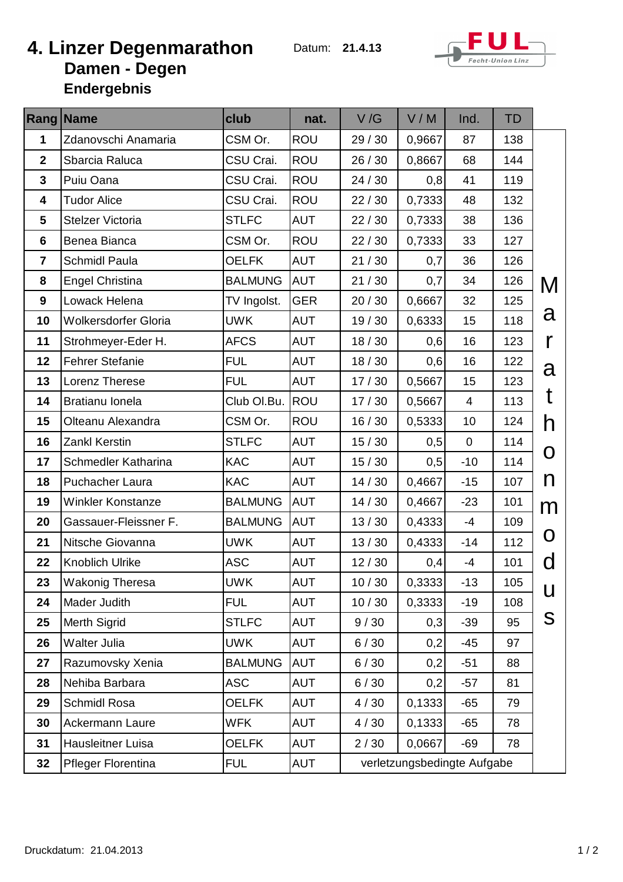# 4. Linzer Degenmarathon

Datum: **21.4.13**

FUL Fecht-Union Linz

## Damen - Degen

### Endergebnis

| Rang | Name | club | nat. | V /G | V / M | Ind. | TD | |
|---|---|---|---|---|---|---|---|---|
| 1 | Zdanovschi Anamaria | CSM Or. | ROU | 29 / 30 | 0,9667 | 87 | 138 | |
| 2 | Sbarcia Raluca | CSU Crai. | ROU | 26 / 30 | 0,8667 | 68 | 144 | |
| 3 | Puiu Oana | CSU Crai. | ROU | 24 / 30 | 0,8 | 41 | 119 | |
| 4 | Tudor Alice | CSU Crai. | ROU | 22 / 30 | 0,7333 | 48 | 132 | |
| 5 | Stelzer Victoria | STLFC | AUT | 22 / 30 | 0,7333 | 38 | 136 | |
| 6 | Benea Bianca | CSM Or. | ROU | 22 / 30 | 0,7333 | 33 | 127 | |
| 7 | Schmidl Paula | OELFK | AUT | 21 / 30 | 0,7 | 36 | 126 | |
| 8 | Engel Christina | BALMUNG | AUT | 21 / 30 | 0,7 | 34 | 126 | M |
| 9 | Lowack Helena | TV Ingolst. | GER | 20 / 30 | 0,6667 | 32 | 125 | a |
| 10 | Wolkersdorfer Gloria | UWK | AUT | 19 / 30 | 0,6333 | 15 | 118 | r |
| 11 | Strohmeyer-Eder H. | AFCS | AUT | 18 / 30 | 0,6 | 16 | 123 | a |
| 12 | Fehrer Stefanie | FUL | AUT | 18 / 30 | 0,6 | 16 | 122 | t |
| 13 | Lorenz Therese | FUL | AUT | 17 / 30 | 0,5667 | 15 | 123 | h |
| 14 | Bratianu Ionela | Club Ol.Bu. | ROU | 17 / 30 | 0,5667 | 4 | 113 | o |
| 15 | Olteanu Alexandra | CSM Or. | ROU | 16 / 30 | 0,5333 | 10 | 124 | n |
| 16 | Zankl Kerstin | STLFC | AUT | 15 / 30 | 0,5 | 0 | 114 | m |
| 17 | Schmedler Katharina | KAC | AUT | 15 / 30 | 0,5 | -10 | 114 | o |
| 18 | Puchacher Laura | KAC | AUT | 14 / 30 | 0,4667 | -15 | 107 | d |
| 19 | Winkler Konstanze | BALMUNG | AUT | 14 / 30 | 0,4667 | -23 | 101 | u |
| 20 | Gassauer-Fleissner F. | BALMUNG | AUT | 13 / 30 | 0,4333 | -4 | 109 | s |
| 21 | Nitsche Giovanna | UWK | AUT | 13 / 30 | 0,4333 | -14 | 112 | |
| 22 | Knoblich Ulrike | ASC | AUT | 12 / 30 | 0,4 | -4 | 101 | |
| 23 | Wakonig Theresa | UWK | AUT | 10 / 30 | 0,3333 | -13 | 105 | |
| 24 | Mader Judith | FUL | AUT | 10 / 30 | 0,3333 | -19 | 108 | |
| 25 | Merth Sigrid | STLFC | AUT | 9 / 30 | 0,3 | -39 | 95 | |
| 26 | Walter Julia | UWK | AUT | 6 / 30 | 0,2 | -45 | 97 | |
| 27 | Razumovsky Xenia | BALMUNG | AUT | 6 / 30 | 0,2 | -51 | 88 | |
| 28 | Nehiba Barbara | ASC | AUT | 6 / 30 | 0,2 | -57 | 81 | |
| 29 | Schmidl Rosa | OELFK | AUT | 4 / 30 | 0,1333 | -65 | 79 | |
| 30 | Ackermann Laure | WFK | AUT | 4 / 30 | 0,1333 | -65 | 78 | |
| 31 | Hausleitner Luisa | OELFK | AUT | 2 / 30 | 0,0667 | -69 | 78 | |
| 32 | Pfleger Florentina | FUL | AUT | verletzungsbedingte Aufgabe | | | | |

Druckdatum: 21.04.2013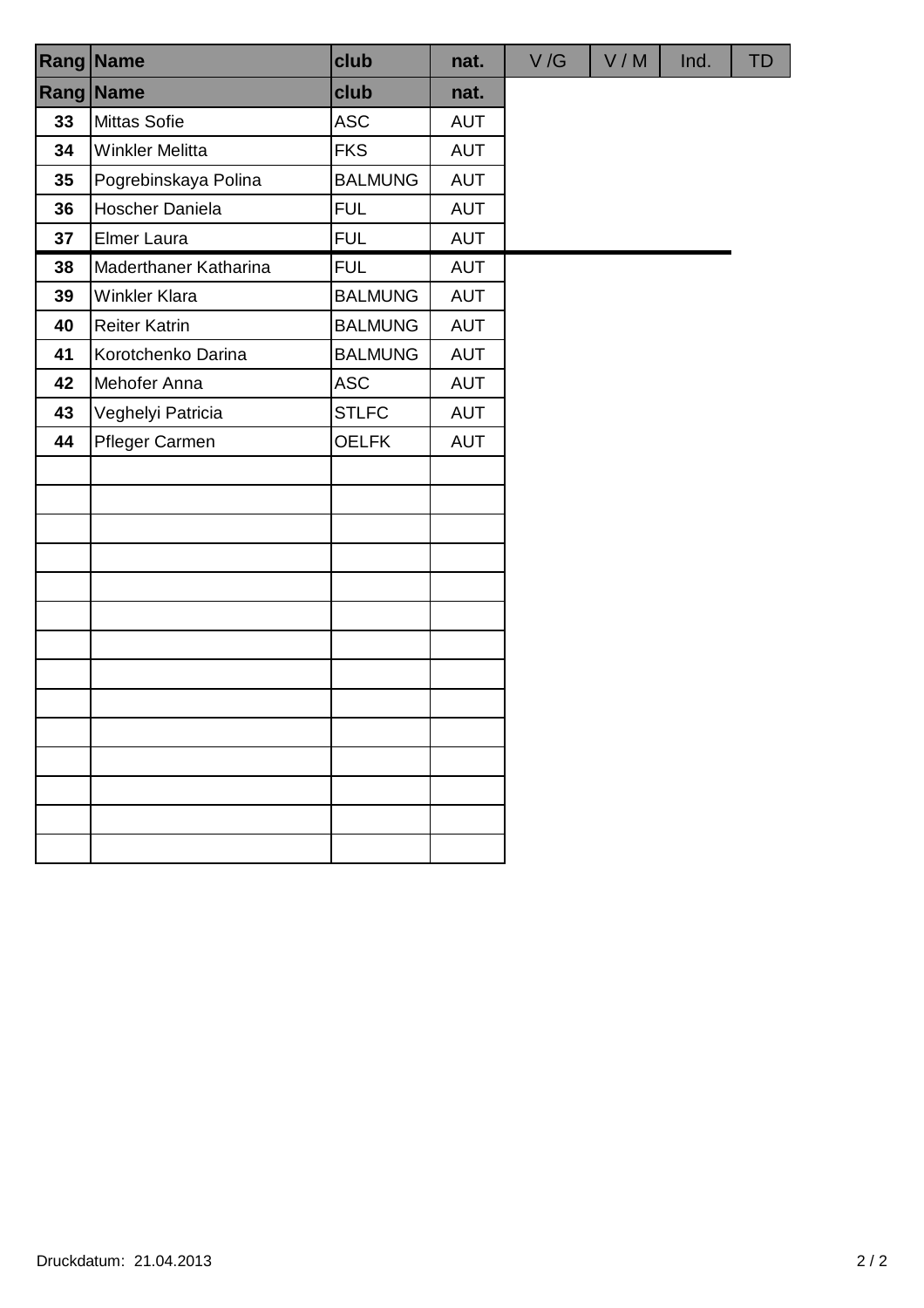| Rang | Name | club | nat. | V /G | V / M | Ind. | TD |
|---|---|---|---|---|---|---|---|
| Rang | Name | club | nat. | | | | |
| 33 | Mittas Sofie | ASC | AUT | | | | |
| 34 | Winkler Melitta | FKS | AUT | | | | |
| 35 | Pogrebinskaya Polina | BALMUNG | AUT | | | | |
| 36 | Hoscher Daniela | FUL | AUT | | | | |
| 37 | Elmer Laura | FUL | AUT | | | | |
| 38 | Maderthaner Katharina | FUL | AUT | | | | |
| 39 | Winkler Klara | BALMUNG | AUT | | | | |
| 40 | Reiter Katrin | BALMUNG | AUT | | | | |
| 41 | Korotchenko Darina | BALMUNG | AUT | | | | |
| 42 | Mehofer Anna | ASC | AUT | | | | |
| 43 | Veghelyi Patricia | STLFC | AUT | | | | |
| 44 | Pfleger Carmen | OELFK | AUT | | | | |

Druckdatum: 21.04.2013